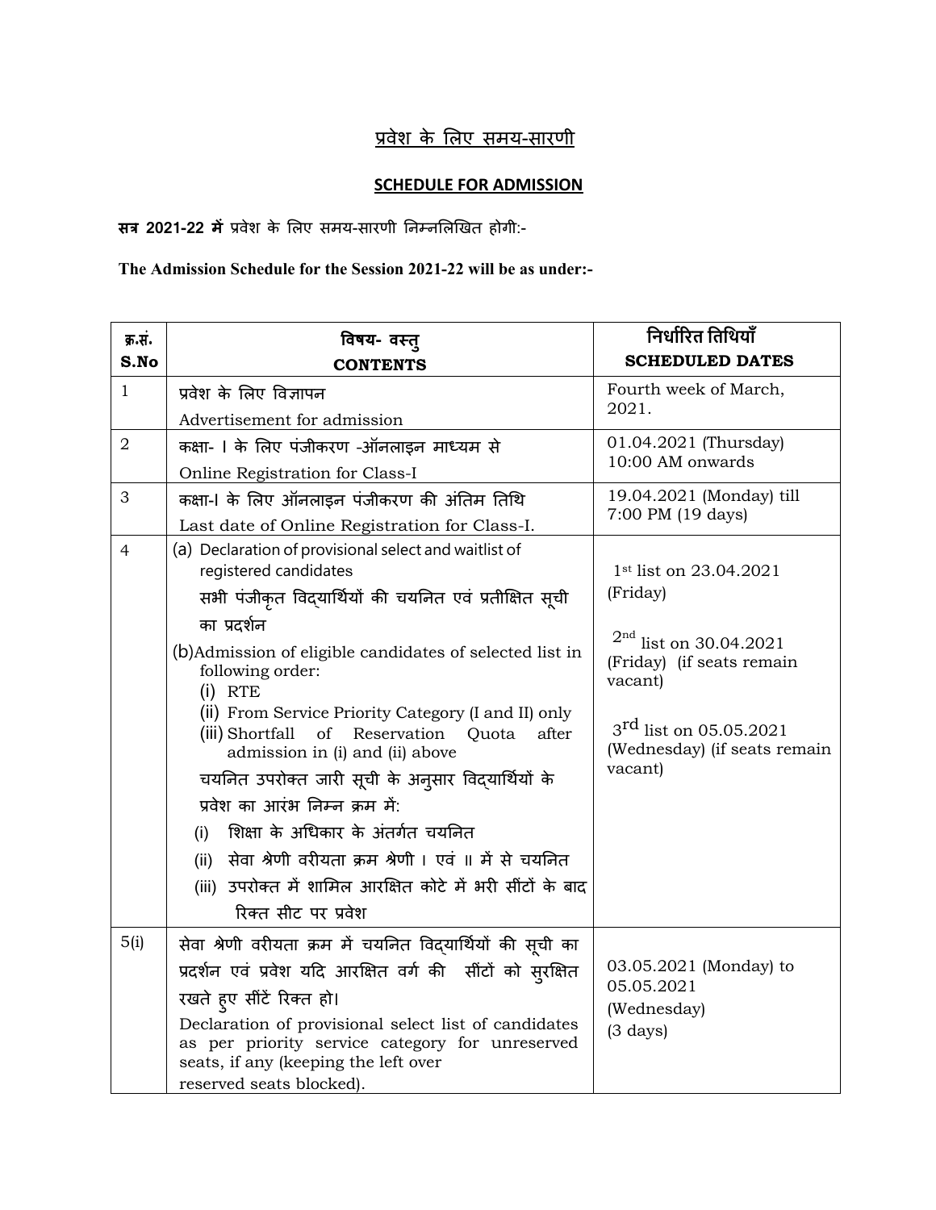# प्रवेश के लिए समय-सारणी

## SCHEDULE FOR ADMISSION

**सत्र 2021-22 में** प्रवेश के लिए समय-सारणी निम्नलिखित होगी:-

**The Admission Schedule for the Session 2021-22 will be as under:-**

| क्र.सं. S.No | विषय- वस्तु CONTENTS | निर्धारित तिथियाँ SCHEDULED DATES |
|---|---|---|
| 1 | प्रवेश के लिए विज्ञापन<br>Advertisement for admission | Fourth week of March, 2021. |
| 2 | कक्षा- I के लिए पंजीकरण -ऑनलाइन माध्यम से<br>Online Registration for Class-I | 01.04.2021 (Thursday) 10:00 AM onwards |
| 3 | कक्षा-I के लिए ऑनलाइन पंजीकरण की अंतिम तिथि<br>Last date of Online Registration for Class-I. | 19.04.2021 (Monday) till 7:00 PM (19 days) |
| 4 | (a) Declaration of provisional select and waitlist of registered candidates<br>सभी पंजीकृत विद्यार्थियों की चयनित एवं प्रतीक्षित सूची का प्रदर्शन<br>(b)Admission of eligible candidates of selected list in following order:<br>(i) RTE<br>(ii) From Service Priority Category (I and II) only<br>(iii) Shortfall of Reservation Quota after admission in (i) and (ii) above<br>चयनित उपरोक्त जारी सूची के अनुसार विद्यार्थियों के प्रवेश का आरंभ निम्न क्रम में:<br>(i) शिक्षा के अधिकार के अंतर्गत चयनित<br>(ii) सेवा श्रेणी वरीयता क्रम श्रेणी I एवं II में से चयनित<br>(iii) उपरोक्त में शामिल आरक्षित कोटे में भरी सींटों के बाद रिक्त सीट पर प्रवेश | 1st list on 23.04.2021 (Friday)<br><br>2nd list on 30.04.2021 (Friday) (if seats remain vacant)<br><br>3rd list on 05.05.2021 (Wednesday) (if seats remain vacant) |
| 5(i) | सेवा श्रेणी वरीयता क्रम में चयनित विद्यार्थियों की सूची का प्रदर्शन एवं प्रवेश यदि आरक्षित वर्ग की सींटों को सुरक्षित रखते हुए सींटें रिक्त हो।<br>Declaration of provisional select list of candidates as per priority service category for unreserved seats, if any (keeping the left over reserved seats blocked). | 03.05.2021 (Monday) to 05.05.2021 (Wednesday) (3 days) |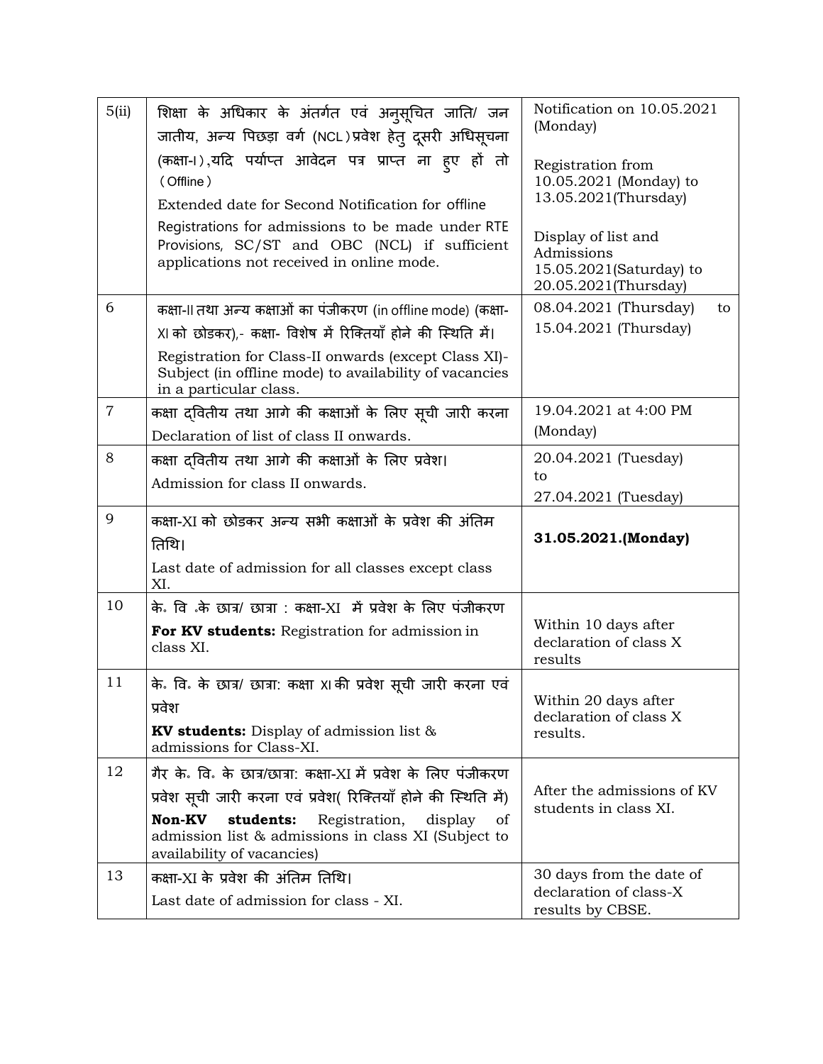| | | |
|---|---|---|
| 5(ii) | शिक्षा के अधिकार के अंतर्गत एवं अनुसूचित जाति/ जन जातीय, अन्य पिछड़ा वर्ग (NCL) प्रवेश हेतु दूसरी अधिसूचना (कक्षा-I), यदि पर्याप्त आवेदन पत्र प्राप्त ना हुए हों तो (Offline)<br>Extended date for Second Notification for offline Registrations for admissions to be made under RTE Provisions, SC/ST and OBC (NCL) if sufficient applications not received in online mode. | Notification on 10.05.2021 (Monday)<br><br>Registration from 10.05.2021 (Monday) to 13.05.2021(Thursday)<br><br>Display of list and Admissions 15.05.2021(Saturday) to 20.05.2021(Thursday) |
| 6 | कक्षा-II तथा अन्य कक्षाओं का पंजीकरण (in offline mode) (कक्षा-XI को छोडकर),- कक्षा- विशेष में रिक्तियाँ होने की स्थिति में।<br>Registration for Class-II onwards (except Class XI)-Subject (in offline mode) to availability of vacancies in a particular class. | 08.04.2021 (Thursday) to 15.04.2021 (Thursday) |
| 7 | कक्षा द्वितीय तथा आगे की कक्षाओं के लिए सूची जारी करना<br>Declaration of list of class II onwards. | 19.04.2021 at 4:00 PM (Monday) |
| 8 | कक्षा द्वितीय तथा आगे की कक्षाओं के लिए प्रवेश।<br>Admission for class II onwards. | 20.04.2021 (Tuesday) to 27.04.2021 (Tuesday) |
| 9 | कक्षा-XI को छोडकर अन्य सभी कक्षाओं के प्रवेश की अंतिम तिथि।<br>Last date of admission for all classes except class XI. | **31.05.2021.(Monday)** |
| 10 | के. वि .के छात्र/ छात्रा : कक्षा-XI में प्रवेश के लिए पंजीकरण<br>**For KV students:** Registration for admission in class XI. | Within 10 days after declaration of class X results |
| 11 | के. वि. के छात्र/ छात्रा: कक्षा XI की प्रवेश सूची जारी करना एवं प्रवेश<br>**KV students:** Display of admission list & admissions for Class-XI. | Within 20 days after declaration of class X results. |
| 12 | गैर के. वि. के छात्र/छात्रा: कक्षा-XI में प्रवेश के लिए पंजीकरण प्रवेश सूची जारी करना एवं प्रवेश( रिक्तियाँ होने की स्थिति में)<br>**Non-KV students:** Registration, display of admission list & admissions in class XI (Subject to availability of vacancies) | After the admissions of KV students in class XI. |
| 13 | कक्षा-XI के प्रवेश की अंतिम तिथि।<br>Last date of admission for class - XI. | 30 days from the date of declaration of class-X results by CBSE. |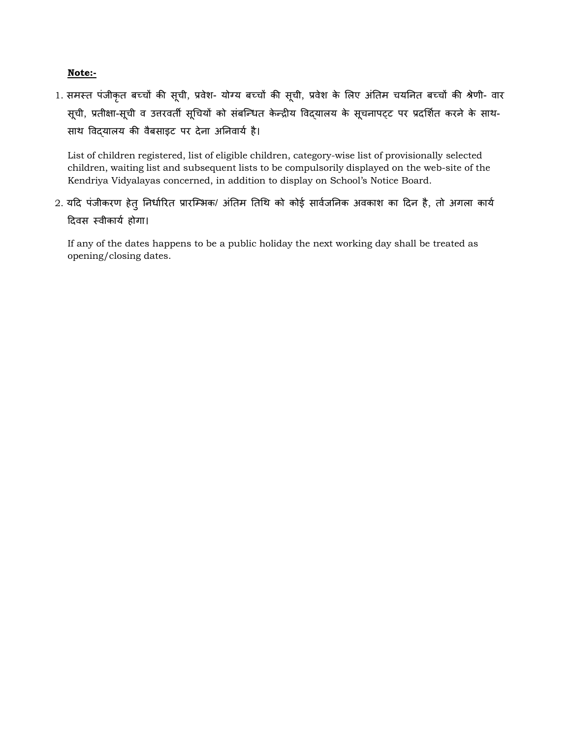**Note:-**

1. समस्त पंजीकृत बच्चों की सूची, प्रवेश- योग्य बच्चों की सूची, प्रवेश के लिए अंतिम चयनित बच्चों की श्रेणी- वार सूची, प्रतीक्षा-सूची व उत्तरवर्ती सूचियों को संबन्धित केन्द्रीय विद्यालय के सूचनापट्ट पर प्रदर्शित करने के साथ-साथ विद्यालय की वैबसाइट पर देना अनिवार्य है।

   List of children registered, list of eligible children, category-wise list of provisionally selected children, waiting list and subsequent lists to be compulsorily displayed on the web-site of the Kendriya Vidyalayas concerned, in addition to display on School's Notice Board.

2. यदि पंजीकरण हेतु निर्धारित प्रारम्भिक/ अंतिम तिथि को कोई सार्वजनिक अवकाश का दिन है, तो अगला कार्य दिवस स्वीकार्य होगा।

   If any of the dates happens to be a public holiday the next working day shall be treated as opening/closing dates.